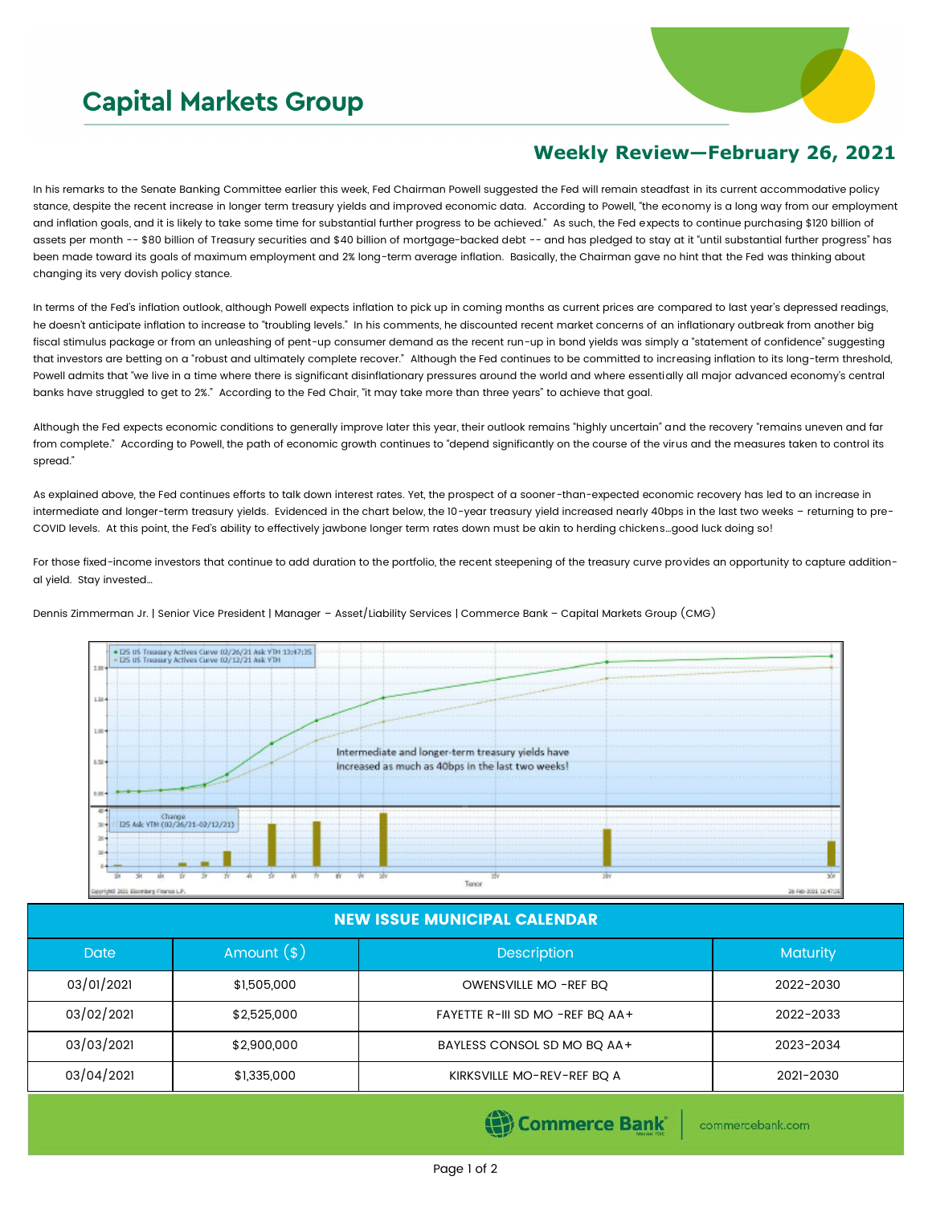# Capital Markets Group

## Weekly Review—February 26, 2021

In his remarks to the Senate Banking Committee earlier this week, Fed Chairman Powell suggested the Fed will remain steadfast in its current accommodative policy stance, despite the recent increase in longer term treasury yields and improved economic data. According to Powell, "the economy is a long way from our employment and inflation goals, and it is likely to take some time for substantial further progress to be achieved." As such, the Fed expects to continue purchasing $120 billion of assets per month -- $80 billion of Treasury securities and $40 billion of mortgage-backed debt -- and has pledged to stay at it "until substantial further progress" has been made toward its goals of maximum employment and 2% long-term average inflation. Basically, the Chairman gave no hint that the Fed was thinking about changing its very dovish policy stance.

In terms of the Fed's inflation outlook, although Powell expects inflation to pick up in coming months as current prices are compared to last year's depressed readings, he doesn't anticipate inflation to increase to "troubling levels." In his comments, he discounted recent market concerns of an inflationary outbreak from another big fiscal stimulus package or from an unleashing of pent-up consumer demand as the recent run-up in bond yields was simply a "statement of confidence" suggesting that investors are betting on a "robust and ultimately complete recover." Although the Fed continues to be committed to increasing inflation to its long-term threshold, Powell admits that "we live in a time where there is significant disinflationary pressures around the world and where essentially all major advanced economy's central banks have struggled to get to 2%." According to the Fed Chair, "it may take more than three years" to achieve that goal.

Although the Fed expects economic conditions to generally improve later this year, their outlook remains "highly uncertain" and the recovery "remains uneven and far from complete." According to Powell, the path of economic growth continues to "depend significantly on the course of the virus and the measures taken to control its spread."

As explained above, the Fed continues efforts to talk down interest rates. Yet, the prospect of a sooner-than-expected economic recovery has led to an increase in intermediate and longer-term treasury yields. Evidenced in the chart below, the 10-year treasury yield increased nearly 40bps in the last two weeks – returning to pre-COVID levels. At this point, the Fed's ability to effectively jawbone longer term rates down must be akin to herding chickens…good luck doing so!

For those fixed-income investors that continue to add duration to the portfolio, the recent steepening of the treasury curve provides an opportunity to capture additional yield. Stay invested…

Dennis Zimmerman Jr. | Senior Vice President | Manager – Asset/Liability Services | Commerce Bank – Capital Markets Group (CMG)

Intermediate and longer-term treasury yields have increased as much as 40bps in the last two weeks!

| NEW ISSUE MUNICIPAL CALENDAR | | | |
|---|---|---|---|
| Date | Amount ($) | Description | Maturity |
| 03/01/2021 | $1,505,000 | OWENSVILLE MO -REF BQ | 2022-2030 |
| 03/02/2021 | $2,525,000 | FAYETTE R-III SD MO -REF BQ AA+ | 2022-2033 |
| 03/03/2021 | $2,900,000 | BAYLESS CONSOL SD MO BQ AA+ | 2023-2034 |
| 03/04/2021 | $1,335,000 | KIRKSVILLE MO-REV-REF BQ A | 2021-2030 |

Commerce Bank | commercebank.com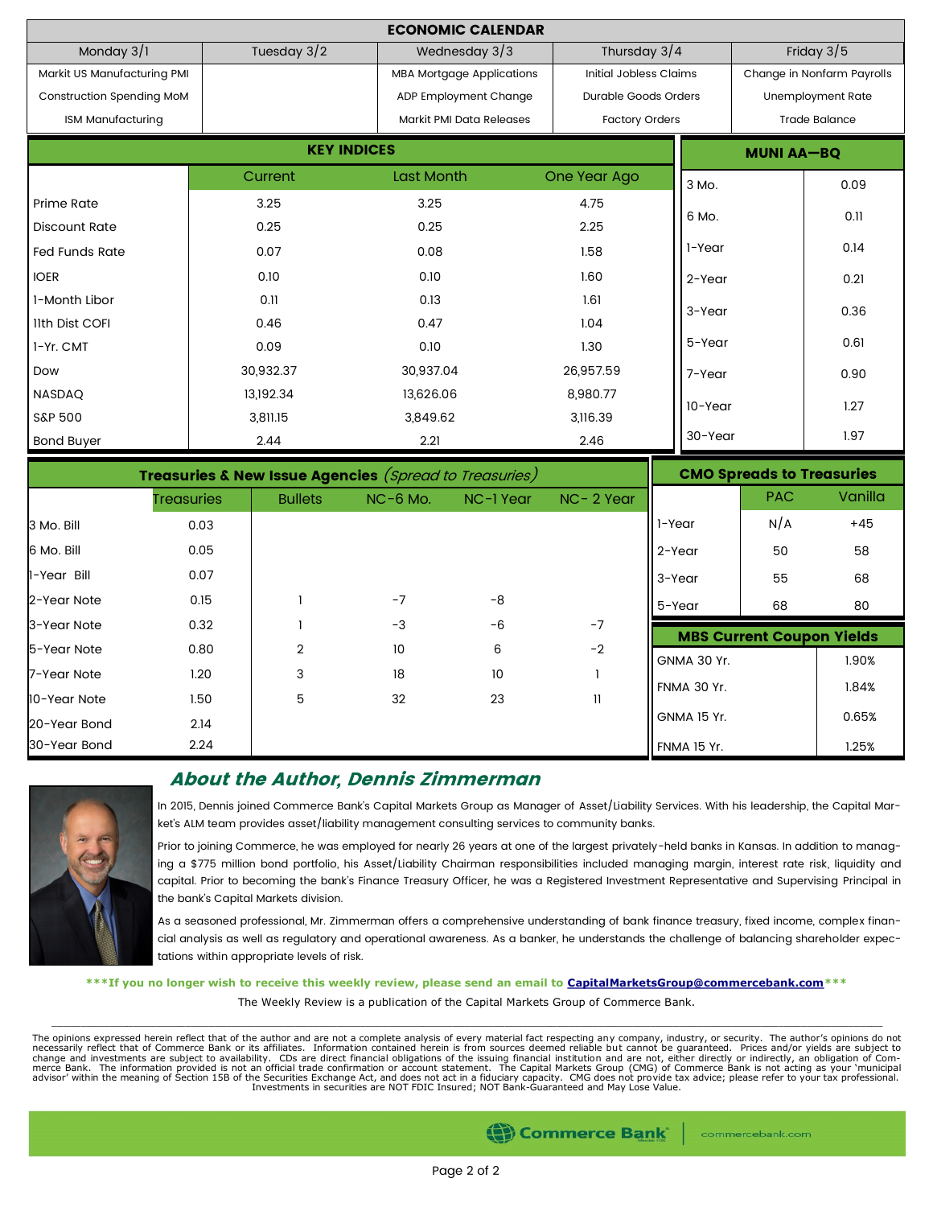## ECONOMIC CALENDAR

| Monday 3/1 | Tuesday 3/2 | Wednesday 3/3 | Thursday 3/4 | Friday 3/5 |
|---|---|---|---|---|
| Markit US Manufacturing PMI | | MBA Mortgage Applications | Initial Jobless Claims | Change in Nonfarm Payrolls |
| Construction Spending MoM | | ADP Employment Change | Durable Goods Orders | Unemployment Rate |
| ISM Manufacturing | | Markit PMI Data Releases | Factory Orders | Trade Balance |

## KEY INDICES

| | Current | Last Month | One Year Ago |
|---|---|---|---|
| Prime Rate | 3.25 | 3.25 | 4.75 |
| Discount Rate | 0.25 | 0.25 | 2.25 |
| Fed Funds Rate | 0.07 | 0.08 | 1.58 |
| IOER | 0.10 | 0.10 | 1.60 |
| 1-Month Libor | 0.11 | 0.13 | 1.61 |
| 11th Dist COFI | 0.46 | 0.47 | 1.04 |
| 1-Yr. CMT | 0.09 | 0.10 | 1.30 |
| Dow | 30,932.37 | 30,937.04 | 26,957.59 |
| NASDAQ | 13,192.34 | 13,626.06 | 8,980.77 |
| S&P 500 | 3,811.15 | 3,849.62 | 3,116.39 |
| Bond Buyer | 2.44 | 2.21 | 2.46 |

## MUNI AA—BQ

| | |
|---|---|
| 3 Mo. | 0.09 |
| 6 Mo. | 0.11 |
| 1-Year | 0.14 |
| 2-Year | 0.21 |
| 3-Year | 0.36 |
| 5-Year | 0.61 |
| 7-Year | 0.90 |
| 10-Year | 1.27 |
| 30-Year | 1.97 |

## Treasuries & New Issue Agencies *(Spread to Treasuries)*

| | Treasuries | Bullets | NC-6 Mo. | NC-1 Year | NC- 2 Year |
|---|---|---|---|---|---|
| 3 Mo. Bill | 0.03 | | | | |
| 6 Mo. Bill | 0.05 | | | | |
| 1-Year Bill | 0.07 | | | | |
| 2-Year Note | 0.15 | 1 | -7 | -8 | |
| 3-Year Note | 0.32 | 1 | -3 | -6 | -7 |
| 5-Year Note | 0.80 | 2 | 10 | 6 | -2 |
| 7-Year Note | 1.20 | 3 | 18 | 10 | 1 |
| 10-Year Note | 1.50 | 5 | 32 | 23 | 11 |
| 20-Year Bond | 2.14 | | | | |
| 30-Year Bond | 2.24 | | | | |

## CMO Spreads to Treasuries

| | PAC | Vanilla |
|---|---|---|
| 1-Year | N/A | +45 |
| 2-Year | 50 | 58 |
| 3-Year | 55 | 68 |
| 5-Year | 68 | 80 |

## MBS Current Coupon Yields

| | |
|---|---|
| GNMA 30 Yr. | 1.90% |
| FNMA 30 Yr. | 1.84% |
| GNMA 15 Yr. | 0.65% |
| FNMA 15 Yr. | 1.25% |

## *About the Author, Dennis Zimmerman*

In 2015, Dennis joined Commerce Bank's Capital Markets Group as Manager of Asset/Liability Services. With his leadership, the Capital Market's ALM team provides asset/liability management consulting services to community banks.

Prior to joining Commerce, he was employed for nearly 26 years at one of the largest privately-held banks in Kansas. In addition to managing a $775 million bond portfolio, his Asset/Liability Chairman responsibilities included managing margin, interest rate risk, liquidity and capital. Prior to becoming the bank's Finance Treasury Officer, he was a Registered Investment Representative and Supervising Principal in the bank's Capital Markets division.

As a seasoned professional, Mr. Zimmerman offers a comprehensive understanding of bank finance treasury, fixed income, complex financial analysis as well as regulatory and operational awareness. As a banker, he understands the challenge of balancing shareholder expectations within appropriate levels of risk.

**\*\*\*If you no longer wish to receive this weekly review, please send an email to CapitalMarketsGroup@commercebank.com\*\*\***

The Weekly Review is a publication of the Capital Markets Group of Commerce Bank.

The opinions expressed herein reflect that of the author and are not a complete analysis of every material fact respecting any company, industry, or security. The author's opinions do not necessarily reflect that of Commerce Bank or its affiliates. Information contained herein is from sources deemed reliable but cannot be guaranteed. Prices and/or yields are subject to change and investments are subject to availability. CDs are direct financial obligations of the issuing financial institution and are not, either directly or indirectly, an obligation of Commerce Bank. The information provided is not an official trade confirmation or account statement. The Capital Markets Group (CMG) of Commerce Bank is not acting as your 'municipal advisor' within the meaning of Section 15B of the Securities Exchange Act, and does not act in a fiduciary capacity. CMG does not provide tax advice; please refer to your tax professional. Investments in securities are NOT FDIC Insured; NOT Bank-Guaranteed and May Lose Value.

Commerce Bank | commercebank.com